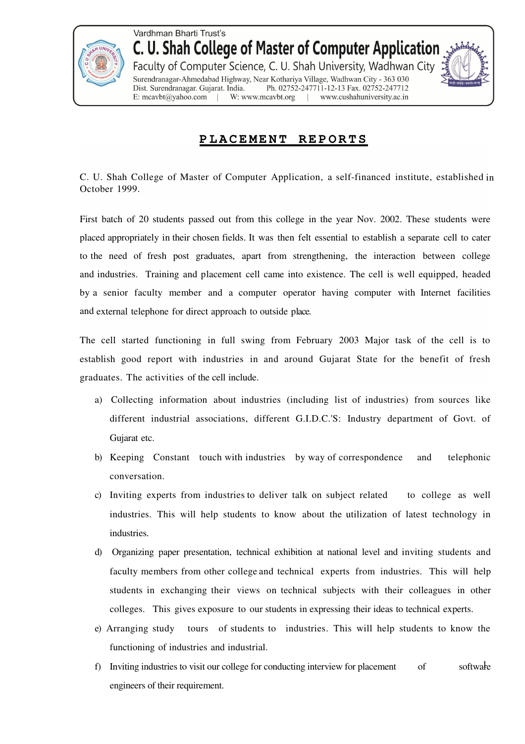Vardhman Bharti Trust's

# C. U. Shah College of Master of Computer Application

Faculty of Computer Science, C. U. Shah University, Wadhwan City

Surendranagar-Ahmedabad Highway, Near Kothariya Village, Wadhwan City - 363 030
Dist. Surendranagar. Gujarat. India. Ph. 02752-247711-12-13 Fax. 02752-247712
E: mcavbt@yahoo.com | W: www.mcavbt.org | www.cushahuniversity.ac.in

## PLACEMENT REPORTS

C. U. Shah College of Master of Computer Application, a self-financed institute, established in October 1999.

First batch of 20 students passed out from this college in the year Nov. 2002. These students were placed appropriately in their chosen fields. It was then felt essential to establish a separate cell to cater to the need of fresh post graduates, apart from strengthening, the interaction between college and industries. Training and placement cell came into existence. The cell is well equipped, headed by a senior faculty member and a computer operator having computer with Internet facilities and external telephone for direct approach to outside place.

The cell started functioning in full swing from February 2003 Major task of the cell is to establish good report with industries in and around Gujarat State for the benefit of fresh graduates. The activities of the cell include.

a) Collecting information about industries (including list of industries) from sources like different industrial associations, different G.I.D.C.'S: Industry department of Govt. of Gujarat etc.

b) Keeping Constant touch with industries by way of correspondence and telephonic conversation.

c) Inviting experts from industries to deliver talk on subject related to college as well industries. This will help students to know about the utilization of latest technology in industries.

d) Organizing paper presentation, technical exhibition at national level and inviting students and faculty members from other college and technical experts from industries. This will help students in exchanging their views on technical subjects with their colleagues in other colleges. This gives exposure to our students in expressing their ideas to technical experts.

e) Arranging study tours of students to industries. This will help students to know the functioning of industries and industrial.

f) Inviting industries to visit our college for conducting interview for placement of software engineers of their requirement.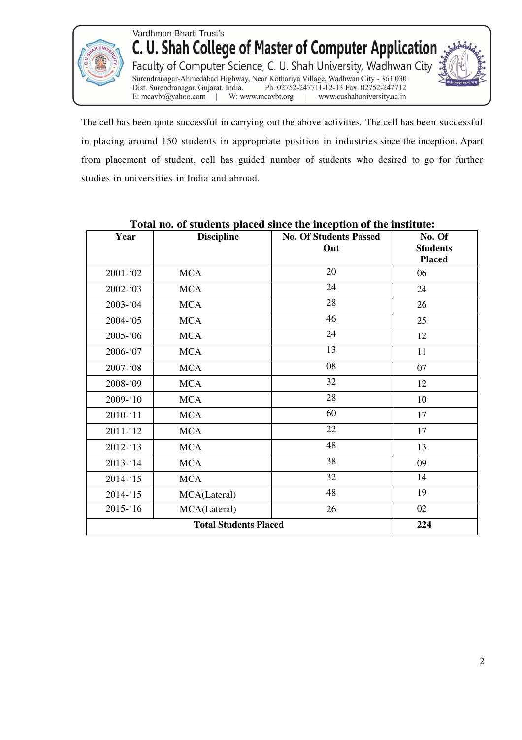Vardhman Bharti Trust's

# C. U. Shah College of Master of Computer Application

Faculty of Computer Science, C. U. Shah University, Wadhwan City

Surendranagar-Ahmedabad Highway, Near Kothariya Village, Wadhwan City - 363 030
Dist. Surendranagar. Gujarat. India. Ph. 02752-247711-12-13 Fax. 02752-247712
E: mcavbt@yahoo.com | W: www.mcavbt.org | www.cushahuniversity.ac.in

The cell has been quite successful in carrying out the above activities. The cell has been successful in placing around 150 students in appropriate position in industries since the inception. Apart from placement of student, cell has guided number of students who desired to go for further studies in universities in India and abroad.

**Total no. of students placed since the inception of the institute:**

| Year | Discipline | No. Of Students Passed Out | No. Of Students Placed |
|---|---|---|---|
| 2001-'02 | MCA | 20 | 06 |
| 2002-'03 | MCA | 24 | 24 |
| 2003-'04 | MCA | 28 | 26 |
| 2004-'05 | MCA | 46 | 25 |
| 2005-'06 | MCA | 24 | 12 |
| 2006-'07 | MCA | 13 | 11 |
| 2007-'08 | MCA | 08 | 07 |
| 2008-'09 | MCA | 32 | 12 |
| 2009-'10 | MCA | 28 | 10 |
| 2010-'11 | MCA | 60 | 17 |
| 2011-'12 | MCA | 22 | 17 |
| 2012-'13 | MCA | 48 | 13 |
| 2013-'14 | MCA | 38 | 09 |
| 2014-'15 | MCA | 32 | 14 |
| 2014-'15 | MCA(Lateral) | 48 | 19 |
| 2015-'16 | MCA(Lateral) | 26 | 02 |
| **Total Students Placed** | | | **224** |